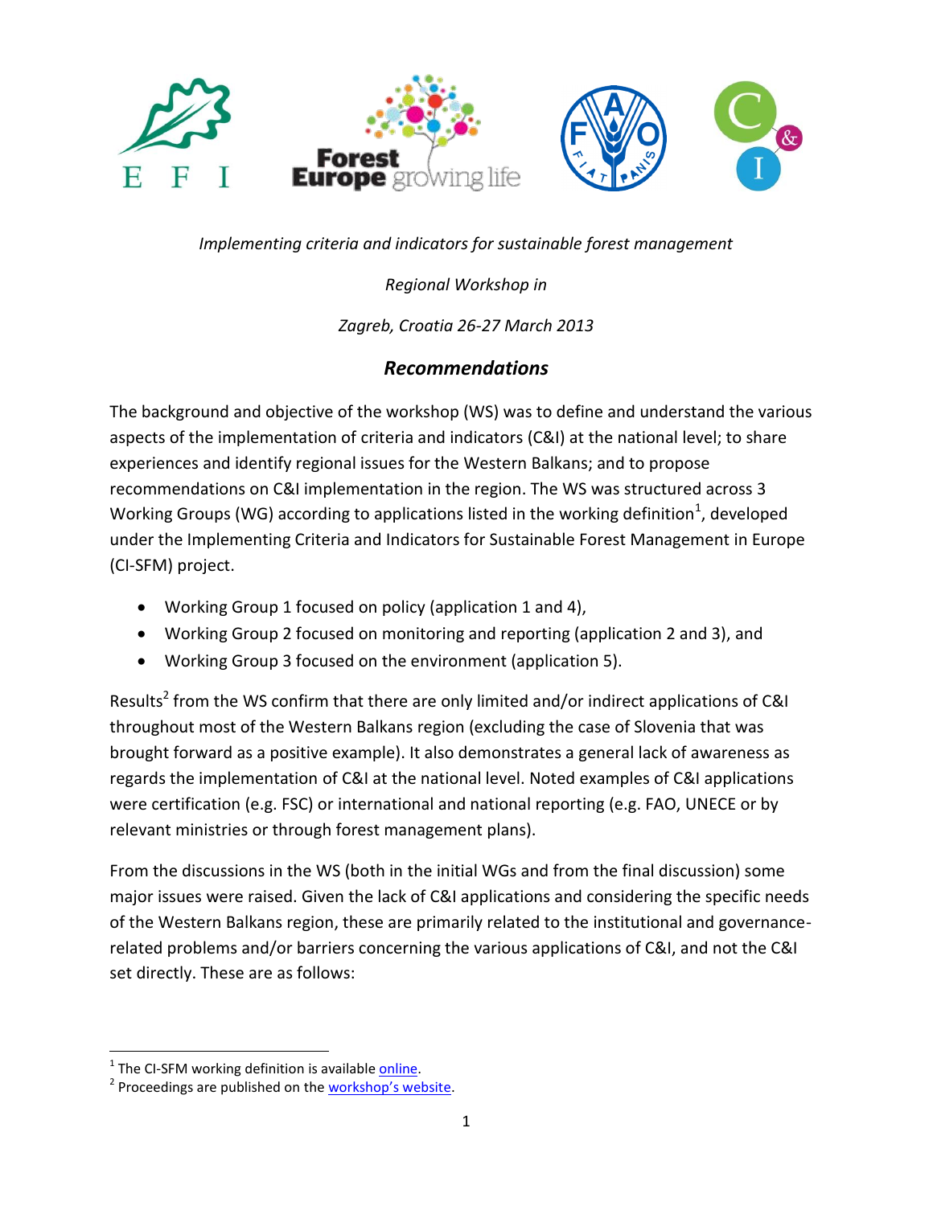*Implementing criteria and indicators for sustainable forest management*

*Regional Workshop in*

*Zagreb, Croatia 26-27 March 2013*

## *Recommendations*

The background and objective of the workshop (WS) was to define and understand the various aspects of the implementation of criteria and indicators (C&I) at the national level; to share experiences and identify regional issues for the Western Balkans; and to propose recommendations on C&I implementation in the region. The WS was structured across 3 Working Groups (WG) according to applications listed in the working definition[1], developed under the Implementing Criteria and Indicators for Sustainable Forest Management in Europe (CI-SFM) project.

- Working Group 1 focused on policy (application 1 and 4),
- Working Group 2 focused on monitoring and reporting (application 2 and 3), and
- Working Group 3 focused on the environment (application 5).

Results[2] from the WS confirm that there are only limited and/or indirect applications of C&I throughout most of the Western Balkans region (excluding the case of Slovenia that was brought forward as a positive example). It also demonstrates a general lack of awareness as regards the implementation of C&I at the national level. Noted examples of C&I applications were certification (e.g. FSC) or international and national reporting (e.g. FAO, UNECE or by relevant ministries or through forest management plans).

From the discussions in the WS (both in the initial WGs and from the final discussion) some major issues were raised. Given the lack of C&I applications and considering the specific needs of the Western Balkans region, these are primarily related to the institutional and governance-related problems and/or barriers concerning the various applications of C&I, and not the C&I set directly. These are as follows:

[1] The CI-SFM working definition is available online.

[2] Proceedings are published on the workshop's website.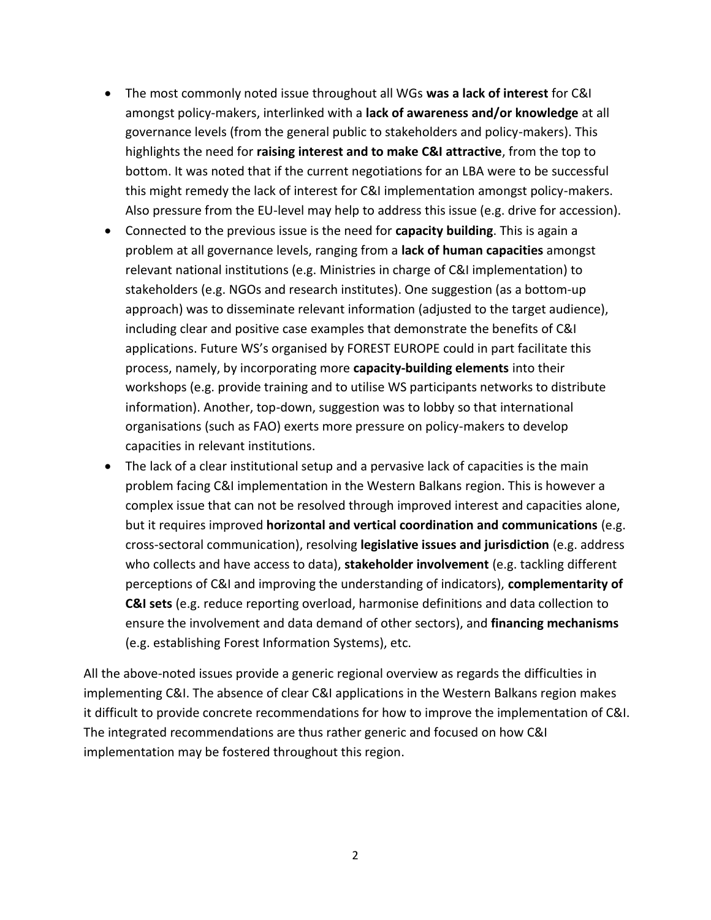- The most commonly noted issue throughout all WGs **was a lack of interest** for C&I amongst policy-makers, interlinked with a **lack of awareness and/or knowledge** at all governance levels (from the general public to stakeholders and policy-makers). This highlights the need for **raising interest and to make C&I attractive**, from the top to bottom. It was noted that if the current negotiations for an LBA were to be successful this might remedy the lack of interest for C&I implementation amongst policy-makers. Also pressure from the EU-level may help to address this issue (e.g. drive for accession).
- Connected to the previous issue is the need for **capacity building**. This is again a problem at all governance levels, ranging from a **lack of human capacities** amongst relevant national institutions (e.g. Ministries in charge of C&I implementation) to stakeholders (e.g. NGOs and research institutes). One suggestion (as a bottom-up approach) was to disseminate relevant information (adjusted to the target audience), including clear and positive case examples that demonstrate the benefits of C&I applications. Future WS's organised by FOREST EUROPE could in part facilitate this process, namely, by incorporating more **capacity-building elements** into their workshops (e.g. provide training and to utilise WS participants networks to distribute information). Another, top-down, suggestion was to lobby so that international organisations (such as FAO) exerts more pressure on policy-makers to develop capacities in relevant institutions.
- The lack of a clear institutional setup and a pervasive lack of capacities is the main problem facing C&I implementation in the Western Balkans region. This is however a complex issue that can not be resolved through improved interest and capacities alone, but it requires improved **horizontal and vertical coordination and communications** (e.g. cross-sectoral communication), resolving **legislative issues and jurisdiction** (e.g. address who collects and have access to data), **stakeholder involvement** (e.g. tackling different perceptions of C&I and improving the understanding of indicators), **complementarity of C&I sets** (e.g. reduce reporting overload, harmonise definitions and data collection to ensure the involvement and data demand of other sectors), and **financing mechanisms** (e.g. establishing Forest Information Systems), etc.

All the above-noted issues provide a generic regional overview as regards the difficulties in implementing C&I. The absence of clear C&I applications in the Western Balkans region makes it difficult to provide concrete recommendations for how to improve the implementation of C&I. The integrated recommendations are thus rather generic and focused on how C&I implementation may be fostered throughout this region.